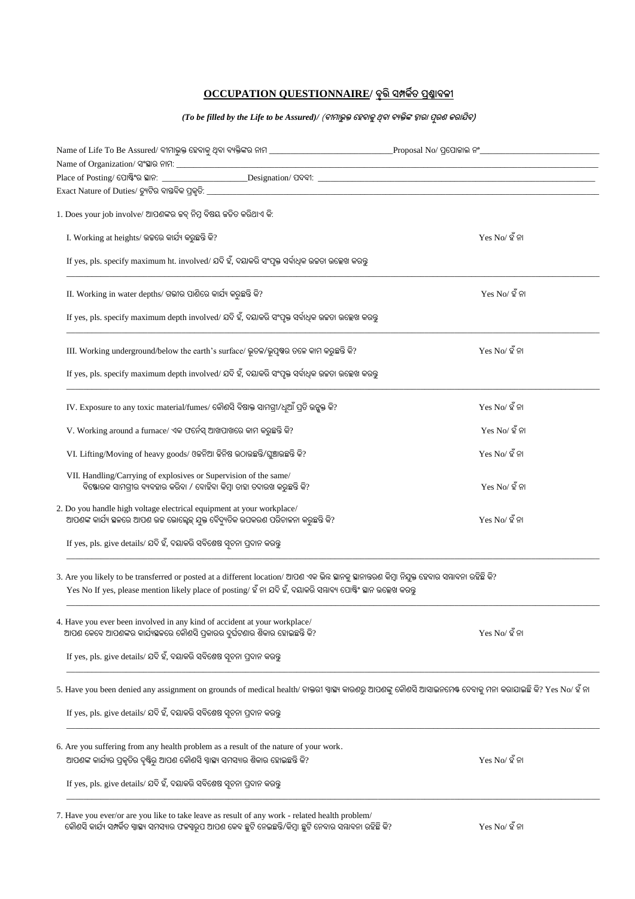# **OCCUPATION QUESTIONNAIRE/ ବୃତ୍ତି ସମ୍ପର୍କିତ ପ୍ରଶ୍ନାବଳୀ**

*(To be filled by the Life to be Assured)/ (ବୀମାଭୁକ୍ତ ହେବାକୁ ଥିବା ବ୍ୟକ୍ତିଙ୍କ ଦ୍ୱାରା ପୂରଣ କରାଯିବ)*

Name of Life To Be Assured/ ବୀମାଭୁକ୍ତ ହେବାକୁ ଥିବା ବ୍ୟକ୍ତିଙ୍କର ନାମ ______________________________ Proposal No/ ପ୍ରପୋଜାଲ ନଂ ______________________________

Name of Organization/ ସଂସ୍ଥାର ନାମ: ______________________________

Place of Posting/ ପୋଷ୍ଟିଂର ସ୍ଥାନ: ____________________ Designation/ ପଦବୀ: ______________________________

Exact Nature of Duties/ ଡ୍ୟୁଟିର ବାସ୍ତବିକ ପ୍ରକୃତି: ______________________________

1. Does your job involve/ ଆପଣଙ୍କର ଜବ୍ ନିମ୍ନ ବିଷୟ ଜଡିତ କରିଥାଏ କି:

   I. Working at heights/ ଉଚ୍ଚରେ କାର୍ଯ୍ୟ କରୁଛନ୍ତି କି? Yes No/ ହଁ ନା

   If yes, pls. specify maximum ht. involved/ ଯଦି ହଁ, ଦୟାକରି ସଂପୃକ୍ତ ସର୍ବାଧିକ ଉଚ୍ଚତା ଉଲ୍ଲେଖ କରନ୍ତୁ

   ______________________________

   II. Working in water depths/ ଗଭୀର ପାଣିରେ କାର୍ଯ୍ୟ କରୁଛନ୍ତି କି? Yes No/ ହଁ ନା

   If yes, pls. specify maximum depth involved/ ଯଦି ହଁ, ଦୟାକରି ସଂପୃକ୍ତ ସର୍ବାଧିକ ଉଚ୍ଚତା ଉଲ୍ଲେଖ କରନ୍ତୁ

   ______________________________

   III. Working underground/below the earth's surface/ ଭୂତଳ/ଭୂପୃଷ୍ଠର ତଳେ କାମ କରୁଛନ୍ତି କି? Yes No/ ହଁ ନା

   If yes, pls. specify maximum depth involved/ ଯଦି ହଁ, ଦୟାକରି ସଂପୃକ୍ତ ସର୍ବାଧିକ ଉଚ୍ଚତା ଉଲ୍ଲେଖ କରନ୍ତୁ

   ______________________________

   IV. Exposure to any toxic material/fumes/ କୌଣସି ବିଷାକ୍ତ ସାମଗ୍ରୀ/ଧୂଆଁ ପ୍ରତି ଉନ୍ମୁକ୍ତ କି? Yes No/ ହଁ ନା

   V. Working around a furnace/ ଏକ ଫର୍ନେସ୍ ଆଖପାଖରେ କାମ କରୁଛନ୍ତି କି? Yes No/ ହଁ ନା

   VI. Lifting/Moving of heavy goods/ ଓଜନିଆ ଜିନିଷ ଉଠାଉଛନ୍ତି/ଘୁଞ୍ଚାଉଛନ୍ତି କି? Yes No/ ହଁ ନା

   VII. Handling/Carrying of explosives or Supervision of the same/ ବିସ୍ଫୋରକ ସାମଗ୍ରୀର ବ୍ୟବହାର କରିବା / ବୋହିବା କିମ୍ବା ତାହା ତଦାରଖ କରୁଛନ୍ତି କି? Yes No/ ହଁ ନା

2. Do you handle high voltage electrical equipment at your workplace/ ଆପଣଙ୍କ କାର୍ଯ୍ୟ ସ୍ଥଳରେ ଆପଣ ଉଚ୍ଚ ଭୋଲ୍ଟେଜ୍ ଯୁକ୍ତ ବୈଦ୍ୟୁତିକ ଉପକରଣ ପରିଚାଳନା କରୁଛନ୍ତି କି? Yes No/ ହଁ ନା

   If yes, pls. give details/ ଯଦି ହଁ, ଦୟାକରି ସବିଶେଷ ସୂଚନା ପ୍ରଦାନ କରନ୍ତୁ

   ______________________________

3. Are you likely to be transferred or posted at a different location/ ଆପଣ ଏକ ଭିନ୍ନ ସ୍ଥାନକୁ ସ୍ଥାନାନ୍ତରଣ କିମ୍ବା ନିଯୁକ୍ତ ହେବାର ସମ୍ଭାବନା ରହିଛି କି?
   Yes No If yes, please mention likely place of posting/ ହଁ ନା ଯଦି ହଁ, ଦୟାକରି ସମ୍ଭାବ୍ୟ ପୋଷ୍ଟିଂ ସ୍ଥାନ ଉଲ୍ଲେଖ କରନ୍ତୁ

   ______________________________

4. Have you ever been involved in any kind of accident at your workplace/ ଆପଣ କେବେ ଆପଣଙ୍କର କାର୍ଯ୍ୟସ୍ଥଳରେ କୌଣସି ପ୍ରକାରର ଦୁର୍ଘଟଣାର ଶିକାର ହୋଇଛନ୍ତି କି? Yes No/ ହଁ ନା

   If yes, pls. give details/ ଯଦି ହଁ, ଦୟାକରି ସବିଶେଷ ସୂଚନା ପ୍ରଦାନ କରନ୍ତୁ

   ______________________________

5. Have you been denied any assignment on grounds of medical health/ ଡାକ୍ତରୀ ସ୍ୱାସ୍ଥ୍ୟ କାରଣରୁ ଆପଣଙ୍କୁ କୌଣସି ଆସାଇନମେଣ୍ଟ ଦେବାକୁ ମନା କରାଯାଇଛି କି? Yes No/ ହଁ ନା

   If yes, pls. give details/ ଯଦି ହଁ, ଦୟାକରି ସବିଶେଷ ସୂଚନା ପ୍ରଦାନ କରନ୍ତୁ

   ______________________________

6. Are you suffering from any health problem as a result of the nature of your work. ଆପଣଙ୍କ କାର୍ଯ୍ୟର ପ୍ରକୃତିର ଦୃଷ୍ଟିରୁ ଆପଣ କୌଣସି ସ୍ୱାସ୍ଥ୍ୟ ସମସ୍ୟାର ଶିକାର ହୋଇଛନ୍ତି କି? Yes No/ ହଁ ନା

   If yes, pls. give details/ ଯଦି ହଁ, ଦୟାକରି ସବିଶେଷ ସୂଚନା ପ୍ରଦାନ କରନ୍ତୁ

   ______________________________

7. Have you ever/or are you like to take leave as result of any work - related health problem/ କୌଣସି କାର୍ଯ୍ୟ ସମ୍ପର୍କିତ ସ୍ୱାସ୍ଥ୍ୟ ସମସ୍ୟାର ଫଳସ୍ୱରୂପ ଆପଣ କେବେ ଛୁଟି ନେଇଛନ୍ତି/କିମ୍ବା ଛୁଟି ନେବାର ସମ୍ଭାବନା ରହିଛି କି? Yes No/ ହଁ ନା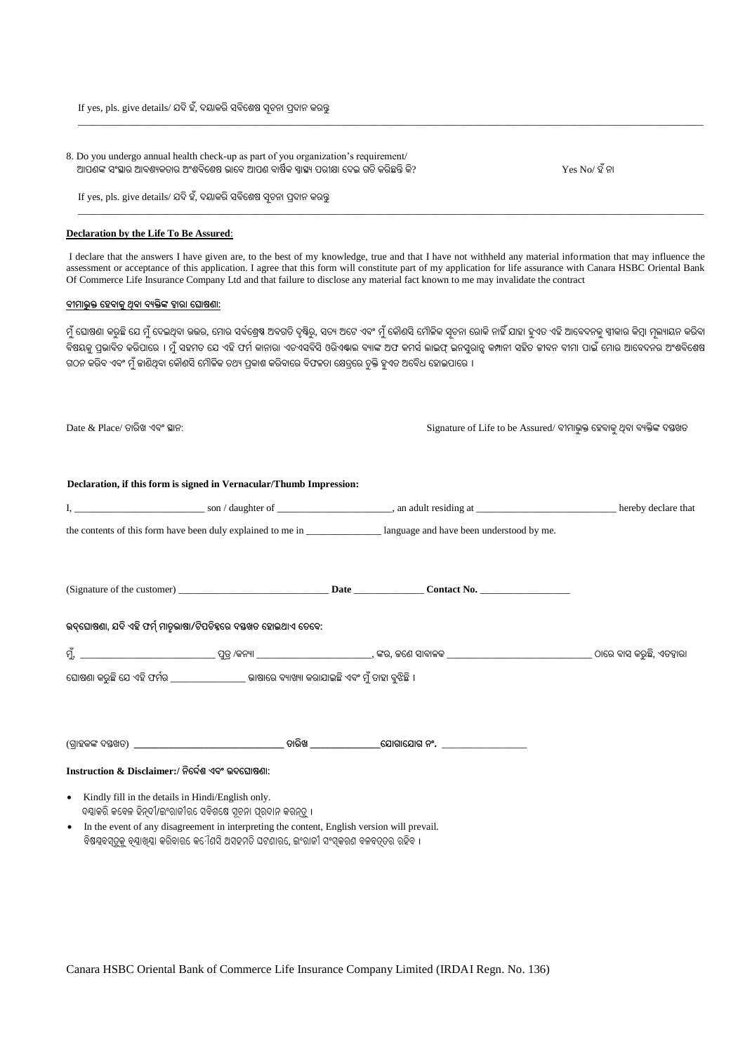If yes, pls. give details/ ଯଦି ହଁ, ଦୟାକରି ସବିଶେଷ ସୂଚନା ପ୍ରଦାନ କରନ୍ତୁ

___

8. Do you undergo annual health check-up as part of you organization's requirement/ ଆପଣଙ୍କ ସଂସ୍ଥାର ଆବଶ୍ୟକତାର ଅଂଶବିଶେଷ ଭାବେ ଆପଣ ବାର୍ଷିକ ସ୍ୱାସ୍ଥ୍ୟ ପରୀକ୍ଷା ଦେଇ ଗତି କରିଛନ୍ତି କି? Yes No/ ହଁ ନା

If yes, pls. give details/ ଯଦି ହଁ, ଦୟାକରି ସବିଶେଷ ସୂଚନା ପ୍ରଦାନ କରନ୍ତୁ

___

**Declaration by the Life To Be Assured**:

I declare that the answers I have given are, to the best of my knowledge, true and that I have not withheld any material information that may influence the assessment or acceptance of this application. I agree that this form will constitute part of my application for life assurance with Canara HSBC Oriental Bank Of Commerce Life Insurance Company Ltd and that failure to disclose any material fact known to me may invalidate the contract

**ବୀମାଭୁକ୍ତ ହେବାକୁ ଥିବା ବ୍ୟକ୍ତିଙ୍କ ଦ୍ୱାରା ଘୋଷଣା:**

ମୁଁ ଘୋଷଣା କରୁଛି ଯେ ମୁଁ ଦେଇଥିବା ଉତ୍ତର, ମୋର ସର୍ବଶ୍ରେଷ୍ଠ ଅବଗତି ଦୃଷ୍ଟିରୁ, ସତ୍ୟ ଅଟେ ଏବଂ ମୁଁ କୌଣସି ମୌଳିକ ସୂଚନା ରୋକି ନାହିଁ ଯାହା ହୁଏତ ଏହି ଆବେଦନକୁ ସ୍ୱୀକାର କିମ୍ବା ମୂଲ୍ୟାୟନ କରିବା ବିଷୟକୁ ପ୍ରଭାବିତ କରିପାରେ । ମୁଁ ସହମତ ଯେ ଏହି ଫର୍ମ କାନାରା ଏଚଏସବିସି ଓରିଏଣ୍ଟାଲ ବ୍ୟାଙ୍କ ଅଫ କମର୍ସ ଲାଇଫ୍ ଇନସୁରାନ୍ସ କମ୍ପାନୀ ସହିତ ଜୀବନ ବୀମା ପାଇଁ ମୋର ଆବେଦନର ଅଂଶବିଶେଷ ଗଠନ କରିବ ଏବଂ ମୁଁ ଜାଣିଥିବା କୌଣସି ମୌଳିକ ତଥ୍ୟ ପ୍ରକାଶ କରିବାରେ ବିଫଳତା କ୍ଷେତ୍ରରେ ଚୁକ୍ତି ହୁଏତ ଅବୈଧ ହୋଇପାରେ ।

Date & Place/ ତାରିଖ ଏବଂ ସ୍ଥାନ: Signature of Life to be Assured/ ବୀମାଭୁକ୍ତ ହେବାକୁ ଥିବା ବ୍ୟକ୍ତିଙ୍କ ଦସ୍ତଖତ

**Declaration, if this form is signed in Vernacular/Thumb Impression:**

I, __________________________ son / daughter of _______________________, an adult residing at ____________________________ hereby declare that the contents of this form have been duly explained to me in _______________ language and have been understood by me.

(Signature of the customer) ______________________________ **Date** ______________ **Contact No.** __________________

**ଉଦ୍‌ଘୋଷଣା, ଯଦି ଏହି ଫର୍ମ୍ ମାତୃଭାଷା/ଟିପଚିହ୍ନରେ ଦସ୍ତଖତ ହୋଇଥାଏ ତେବେ:**

ମୁଁ, ____________________________ ପୁତ୍ର /କନ୍ୟା ________________________, ଙ୍କର, ଜଣେ ସାବାଳକ ______________________________ ଠାରେ ବାସ କରୁଛି, ଏତଦ୍ୱାରା ଘୋଷଣା କରୁଛି ଯେ ଏହି ଫର୍ମର _______________ ଭାଷାରେ ବ୍ୟାଖ୍ୟା କରାଯାଇଛି ଏବଂ ମୁଁ ତାହା ବୁଝିଛି ।

(ଗ୍ରାହକଙ୍କ ଦସ୍ତଖତ) ______________________________ **ତାରିଖ** ______________ **ଯୋଗାଯୋଗ ନଂ.** _________________

**Instruction & Disclaimer:/ ନିର୍ଦ୍ଦେଶ ଏବଂ ଉଦଘୋଷଣା:**

- Kindly fill in the details in Hindi/English only.
  ଦୟାକରି କେବଳ ହିନ୍ଦୀ/ଇଂରାଜୀରେ ସବିଶେଷ ସୂଚନା ପ୍ରଦାନ କରନ୍ତୁ ।
- In the event of any disagreement in interpreting the content, English version will prevail.
  ବିଷୟବସ୍ତୁକୁ ବ୍ୟାଖ୍ୟା କରିବାରେ କୌଣସି ଅସହମତି ଘଟଣାରେ, ଇଂରାଜୀ ସଂସ୍କରଣ ବଳବତ୍ତର ରହିବ ।

Canara HSBC Oriental Bank of Commerce Life Insurance Company Limited (IRDAI Regn. No. 136)